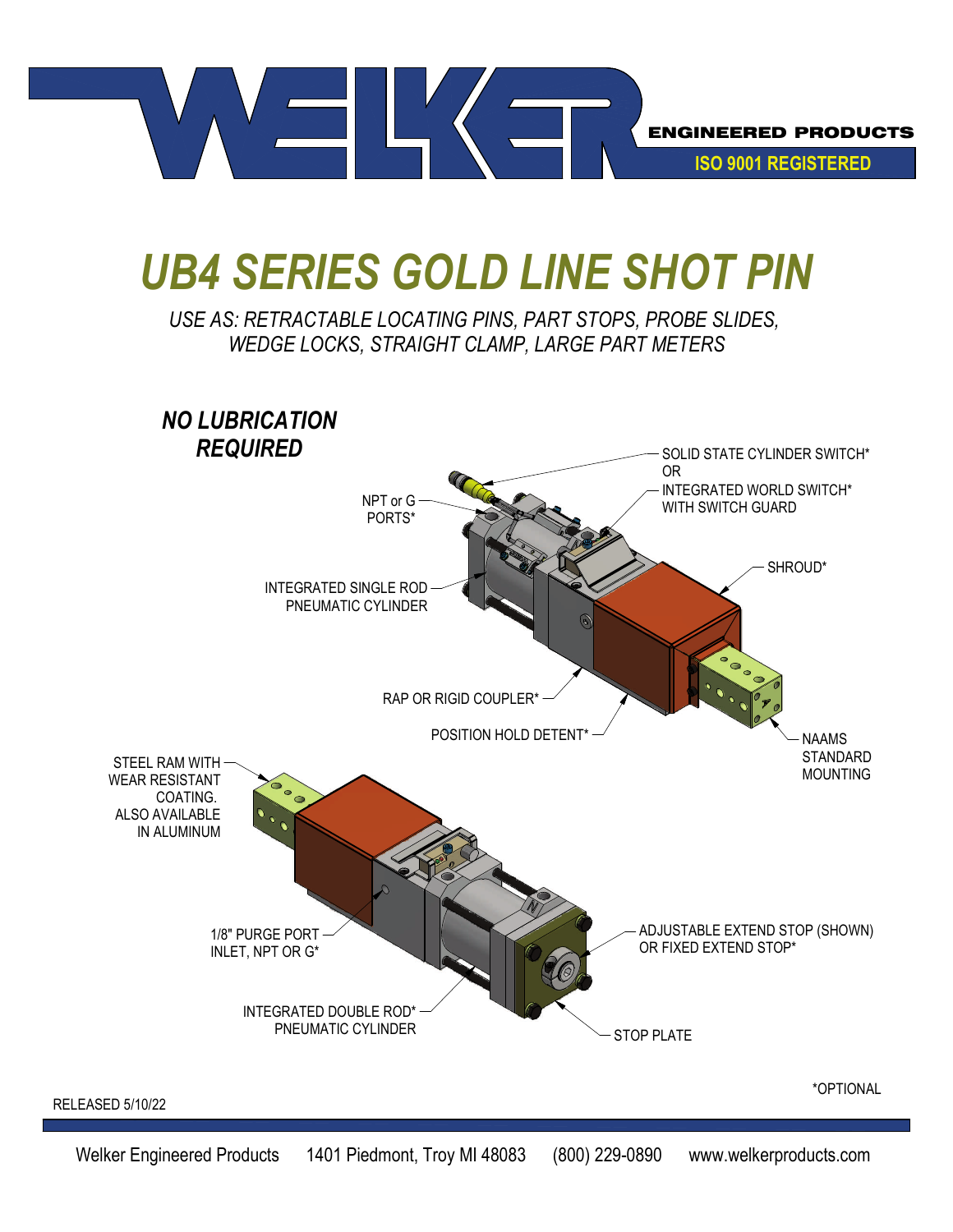# UB4 SERIES GOLD LINE SHOT PIN

*USE AS: RETRACTABLE LOCATING PINS, PART STOPS, PROBE SLIDES, WEDGE LOCKS, STRAIGHT CLAMP, LARGE PART METERS*

***NO LUBRICATION REQUIRED***

- SOLID STATE CYLINDER SWITCH* OR INTEGRATED WORLD SWITCH* WITH SWITCH GUARD
- NPT or G PORTS*
- SHROUD*
- INTEGRATED SINGLE ROD PNEUMATIC CYLINDER
- RAP OR RIGID COUPLER*
- POSITION HOLD DETENT*
- NAAMS STANDARD MOUNTING
- STEEL RAM WITH WEAR RESISTANT COATING. ALSO AVAILABLE IN ALUMINUM
- 1/8" PURGE PORT INLET, NPT OR G*
- ADJUSTABLE EXTEND STOP (SHOWN) OR FIXED EXTEND STOP*
- INTEGRATED DOUBLE ROD* PNEUMATIC CYLINDER
- STOP PLATE

*OPTIONAL

RELEASED 5/10/22

Welker Engineered Products 1401 Piedmont, Troy MI 48083 (800) 229-0890 www.welkerproducts.com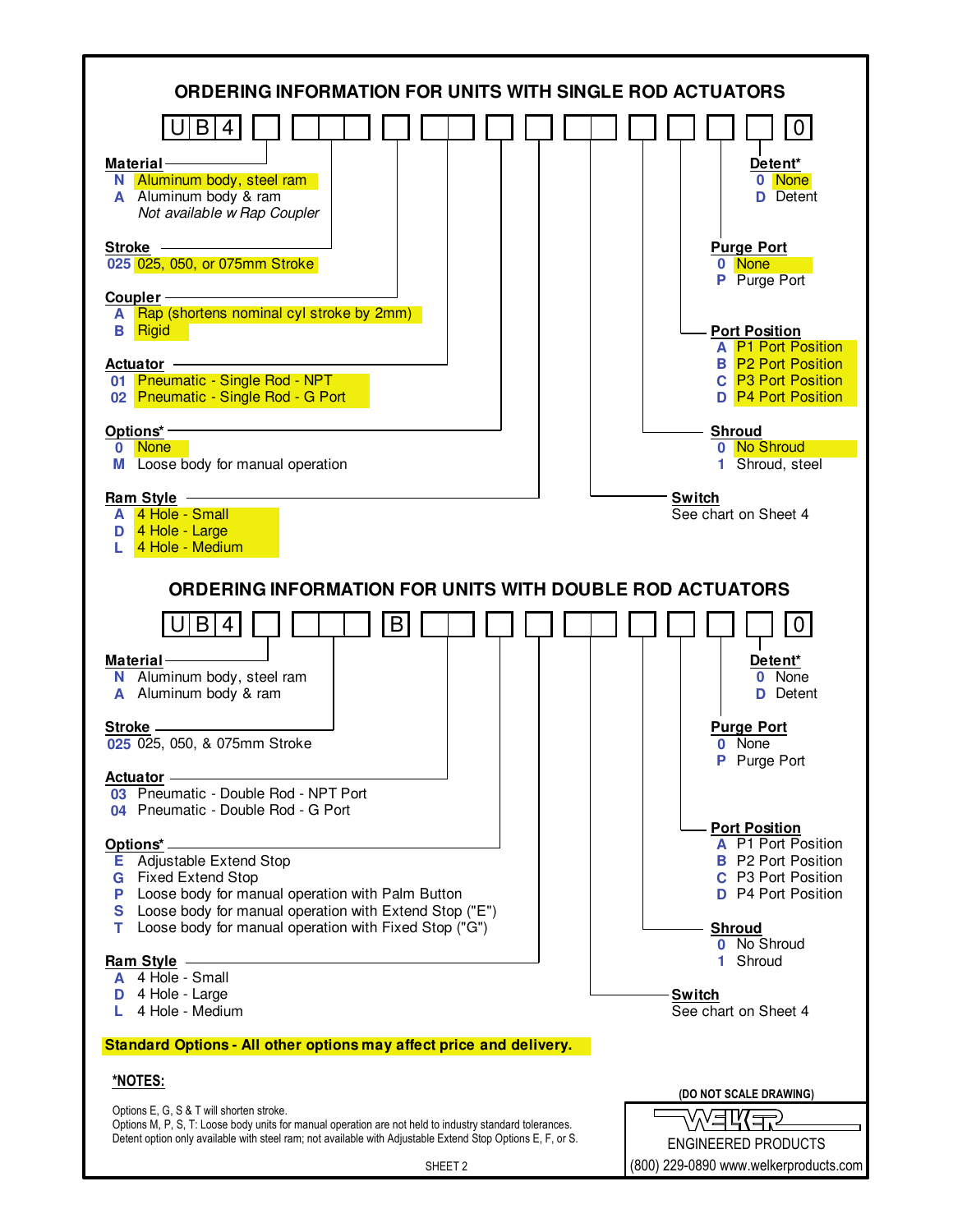# ORDERING INFORMATION FOR UNITS WITH SINGLE ROD ACTUATORS

U B 4 [ ] [ ][ ][ ] [ ] [ ][ ] [ ] [ ] [ ][ ] [ ] [ ] [ ] [ ] [0]

**Material**
- **N** Aluminum body, steel ram
- **A** Aluminum body & ram
  *Not available w Rap Coupler*

**Stroke**
- **025** 025, 050, or 075mm Stroke

**Coupler**
- **A** Rap (shortens nominal cyl stroke by 2mm)
- **B** Rigid

**Actuator**
- **01** Pneumatic - Single Rod - NPT
- **02** Pneumatic - Single Rod - G Port

**Options***
- **0** None
- **M** Loose body for manual operation

**Ram Style**
- **A** 4 Hole - Small
- **D** 4 Hole - Large
- **L** 4 Hole - Medium

**Detent***
- **0** None
- **D** Detent

**Purge Port**
- **0** None
- **P** Purge Port

**Port Position**
- **A** P1 Port Position
- **B** P2 Port Position
- **C** P3 Port Position
- **D** P4 Port Position

**Shroud**
- **0** No Shroud
- **1** Shroud, steel

**Switch**
See chart on Sheet 4

# ORDERING INFORMATION FOR UNITS WITH DOUBLE ROD ACTUATORS

U B 4 [ ] [ ][ ][ ] [B] [ ][ ] [ ] [ ] [ ][ ] [ ] [ ] [ ] [ ] [0]

**Material**
- **N** Aluminum body, steel ram
- **A** Aluminum body & ram

**Stroke**
- **025** 025, 050, & 075mm Stroke

**Actuator**
- **03** Pneumatic - Double Rod - NPT Port
- **04** Pneumatic - Double Rod - G Port

**Options***
- **E** Adjustable Extend Stop
- **G** Fixed Extend Stop
- **P** Loose body for manual operation with Palm Button
- **S** Loose body for manual operation with Extend Stop ("E")
- **T** Loose body for manual operation with Fixed Stop ("G")

**Ram Style**
- **A** 4 Hole - Small
- **D** 4 Hole - Large
- **L** 4 Hole - Medium

**Detent***
- **0** None
- **D** Detent

**Purge Port**
- **0** None
- **P** Purge Port

**Port Position**
- **A** P1 Port Position
- **B** P2 Port Position
- **C** P3 Port Position
- **D** P4 Port Position

**Shroud**
- **0** No Shroud
- **1** Shroud

**Switch**
See chart on Sheet 4

**Standard Options - All other options may affect price and delivery.**

**\*NOTES:**

Options E, G, S & T will shorten stroke.
Options M, P, S, T: Loose body units for manual operation are not held to industry standard tolerances.
Detent option only available with steel ram; not available with Adjustable Extend Stop Options E, F, or S.

(DO NOT SCALE DRAWING)

WELKER ENGINEERED PRODUCTS
(800) 229-0890 www.welkerproducts.com

SHEET 2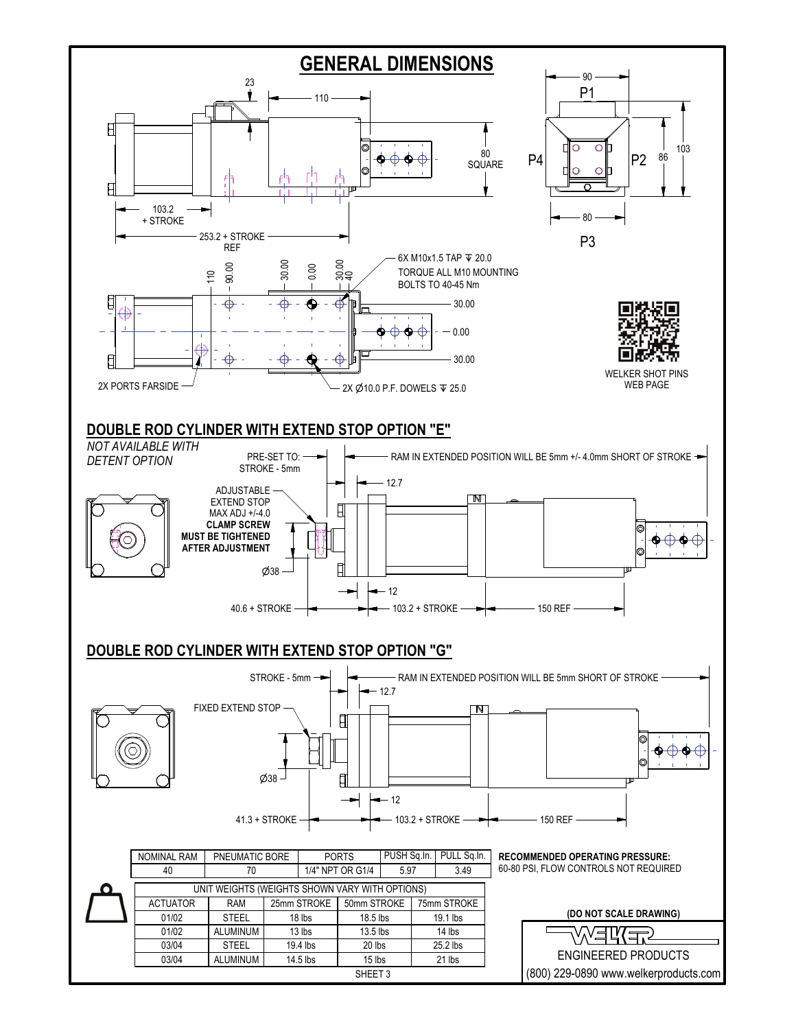# GENERAL DIMENSIONS

23

110

80 SQUARE

103.2 + STROKE

253.2 + STROKE REF

90

P1

P4

P2

86

103

80

P3

110 90.00 30.00 0.00 30.00 40

6X M10x1.5 TAP ⊽ 20.0
TORQUE ALL M10 MOUNTING BOLTS TO 40-45 Nm

30.00
0.00
30.00

2X PORTS FARSIDE

2X Ø10.0 P.F. DOWELS ⊽ 25.0

WELKER SHOT PINS WEB PAGE

## DOUBLE ROD CYLINDER WITH EXTEND STOP OPTION "E"

*NOT AVAILABLE WITH DETENT OPTION*

PRE-SET TO: STROKE - 5mm

RAM IN EXTENDED POSITION WILL BE 5mm +/- 4.0mm SHORT OF STROKE

12.7

ADJUSTABLE EXTEND STOP MAX ADJ +/-4.0
**CLAMP SCREW MUST BE TIGHTENED AFTER ADJUSTMENT**

Ø38

12

40.6 + STROKE

103.2 + STROKE

150 REF

## DOUBLE ROD CYLINDER WITH EXTEND STOP OPTION "G"

STROKE - 5mm

RAM IN EXTENDED POSITION WILL BE 5mm SHORT OF STROKE

12.7

FIXED EXTEND STOP

Ø38

12

41.3 + STROKE

103.2 + STROKE

150 REF

| NOMINAL RAM | PNEUMATIC BORE | PORTS | PUSH Sq.In. | PULL Sq.In. |
|---|---|---|---|---|
| 40 | 70 | 1/4" NPT OR G1/4 | 5.97 | 3.49 |

**RECOMMENDED OPERATING PRESSURE:**
60-80 PSI, FLOW CONTROLS NOT REQUIRED

| UNIT WEIGHTS (WEIGHTS SHOWN VARY WITH OPTIONS) | | | | |
|---|---|---|---|---|
| ACTUATOR | RAM | 25mm STROKE | 50mm STROKE | 75mm STROKE |
| 01/02 | STEEL | 18 lbs | 18.5 lbs | 19.1 lbs |
| 01/02 | ALUMINUM | 13 lbs | 13.5 lbs | 14 lbs |
| 03/04 | STEEL | 19.4 lbs | 20 lbs | 25.2 lbs |
| 03/04 | ALUMINUM | 14.5 lbs | 15 lbs | 21 lbs |

SHEET 3

**(DO NOT SCALE DRAWING)**

WELKER ENGINEERED PRODUCTS
(800) 229-0890 www.welkerproducts.com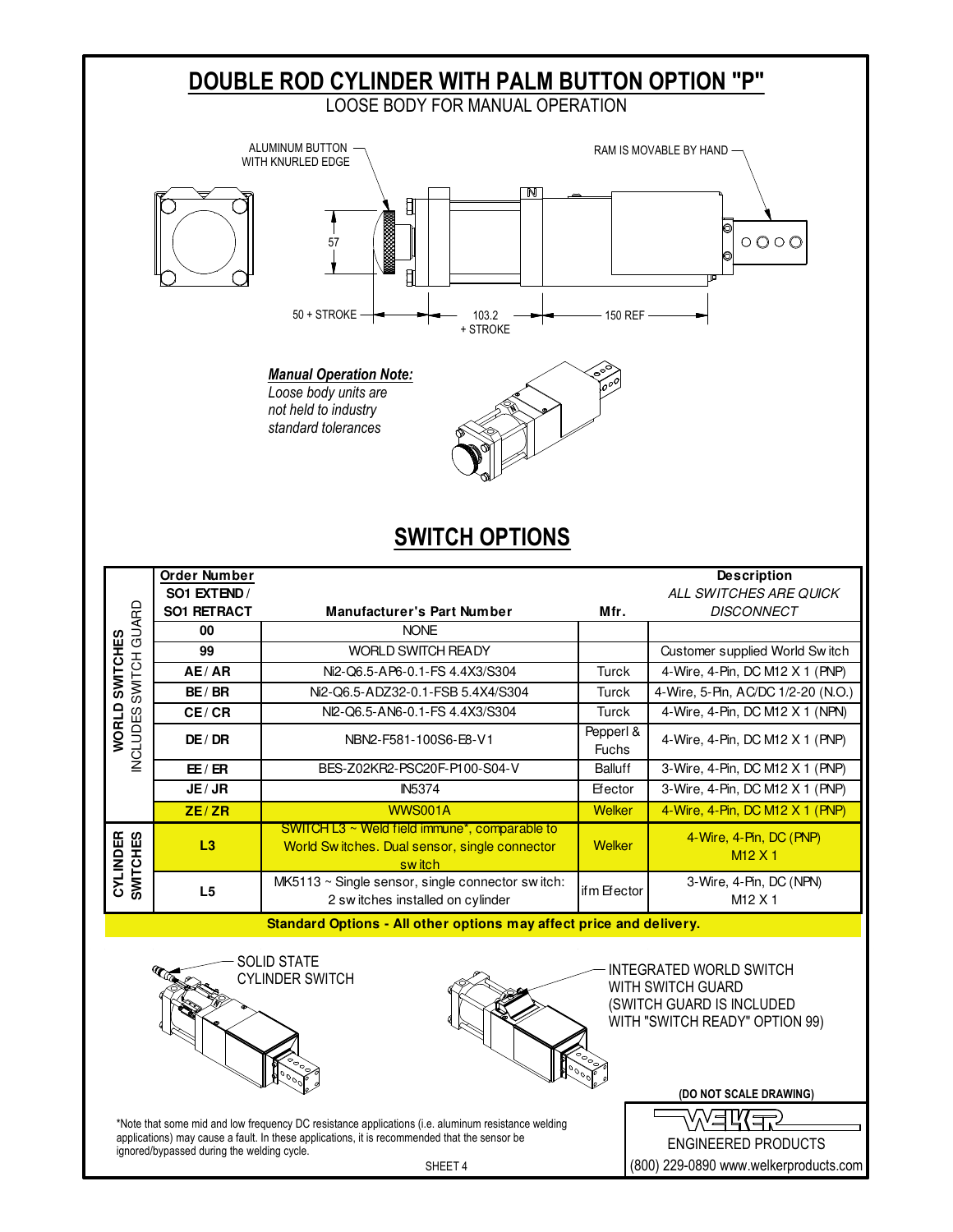# DOUBLE ROD CYLINDER WITH PALM BUTTON OPTION "P"

LOOSE BODY FOR MANUAL OPERATION

ALUMINUM BUTTON WITH KNURLED EDGE

RAM IS MOVABLE BY HAND

57

50 + STROKE

103.2 + STROKE

150 REF

***Manual Operation Note:***
*Loose body units are not held to industry standard tolerances*

## SWITCH OPTIONS

| | Order Number SO1 EXTEND / SO1 RETRACT | Manufacturer's Part Number | Mfr. | Description *ALL SWITCHES ARE QUICK DISCONNECT* |
|---|---|---|---|---|
| **WORLD SWITCHES** INCLUDES SWITCH GUARD | **00** | NONE | | |
| | **99** | WORLD SWITCH READY | | Customer supplied World Switch |
| | **AE / AR** | Ni2-Q6.5-AP6-0.1-FS 4.4X3/S304 | Turck | 4-Wire, 4-Pin, DC M12 X 1 (PNP) |
| | **BE / BR** | Ni2-Q6.5-ADZ32-0.1-FSB 5.4X4/S304 | Turck | 4-Wire, 5-Pin, AC/DC 1/2-20 (N.O.) |
| | **CE / CR** | NI2-Q6.5-AN6-0.1-FS 4.4X3/S304 | Turck | 4-Wire, 4-Pin, DC M12 X 1 (NPN) |
| | **DE / DR** | NBN2-F581-100S6-E8-V1 | Pepperl & Fuchs | 4-Wire, 4-Pin, DC M12 X 1 (PNP) |
| | **EE / ER** | BES-Z02KR2-PSC20F-P100-S04-V | Balluff | 3-Wire, 4-Pin, DC M12 X 1 (PNP) |
| | **JE / JR** | IN5374 | Efector | 3-Wire, 4-Pin, DC M12 X 1 (PNP) |
| | **ZE / ZR** | WWS001A | Welker | 4-Wire, 4-Pin, DC M12 X 1 (PNP) |
| **CYLINDER SWITCHES** | **L3** | SWITCH L3 ~ Weld field immune*, comparable to World Switches. Dual sensor, single connector switch | Welker | 4-Wire, 4-Pin, DC (PNP) M12 X 1 |
| | **L5** | MK5113 ~ Single sensor, single connector switch: 2 switches installed on cylinder | ifm Efector | 3-Wire, 4-Pin, DC (NPN) M12 X 1 |

**Standard Options - All other options may affect price and delivery.**

SOLID STATE CYLINDER SWITCH

INTEGRATED WORLD SWITCH WITH SWITCH GUARD (SWITCH GUARD IS INCLUDED WITH "SWITCH READY" OPTION 99)

**(DO NOT SCALE DRAWING)**

*Note that some mid and low frequency DC resistance applications (i.e. aluminum resistance welding applications) may cause a fault. In these applications, it is recommended that the sensor be ignored/bypassed during the welding cycle.

WELKER ENGINEERED PRODUCTS
(800) 229-0890 www.welkerproducts.com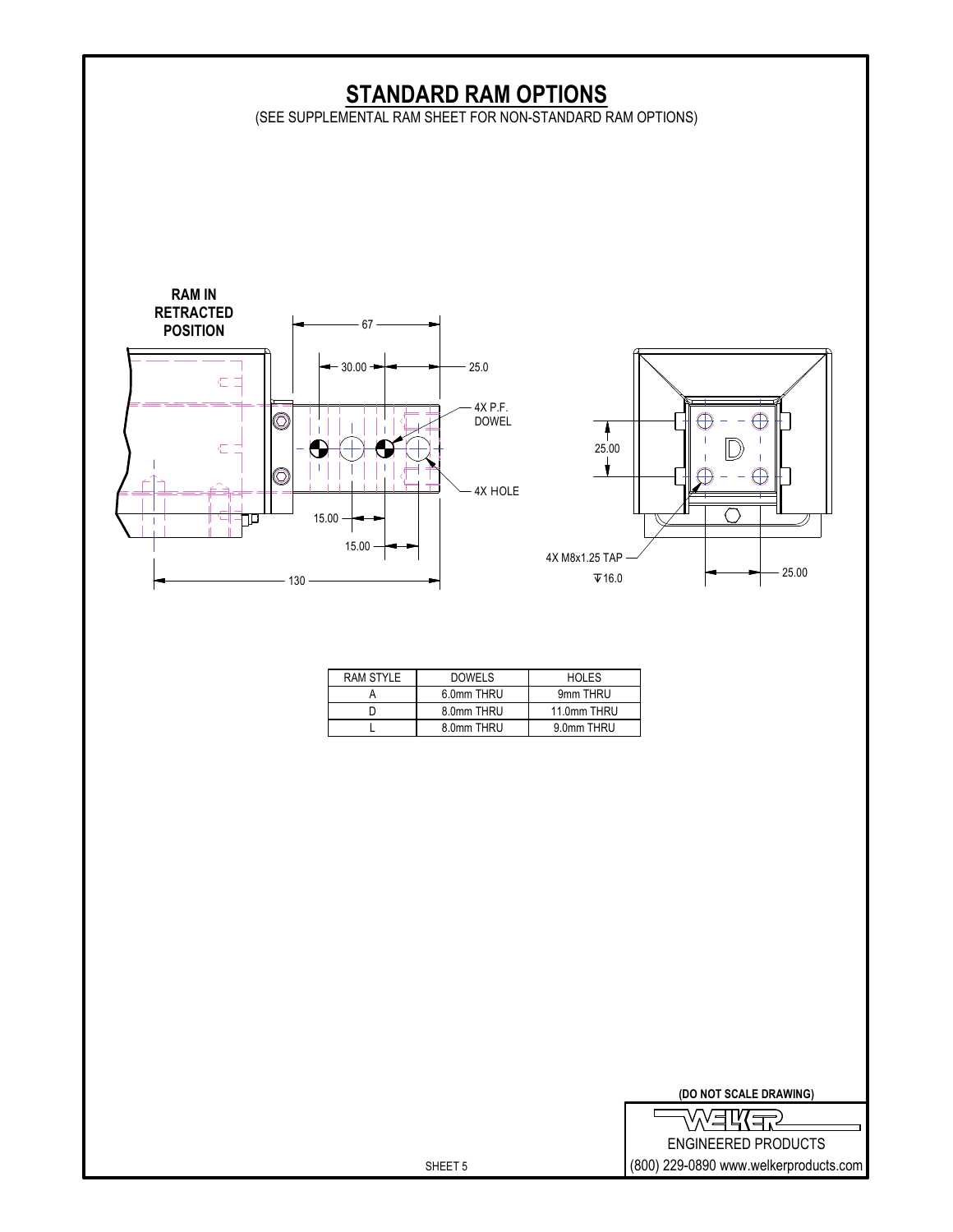# STANDARD RAM OPTIONS

(SEE SUPPLEMENTAL RAM SHEET FOR NON-STANDARD RAM OPTIONS)

**RAM IN RETRACTED POSITION**

67

30.00

25.0

4X P.F. DOWEL

4X HOLE

15.00

15.00

130

25.00

D

4X M8x1.25 TAP ⊽16.0

25.00

| RAM STYLE | DOWELS | HOLES |
|---|---|---|
| A | 6.0mm THRU | 9mm THRU |
| D | 8.0mm THRU | 11.0mm THRU |
| L | 8.0mm THRU | 9.0mm THRU |

**(DO NOT SCALE DRAWING)**

WELKER

ENGINEERED PRODUCTS

(800) 229-0890 www.welkerproducts.com

SHEET 5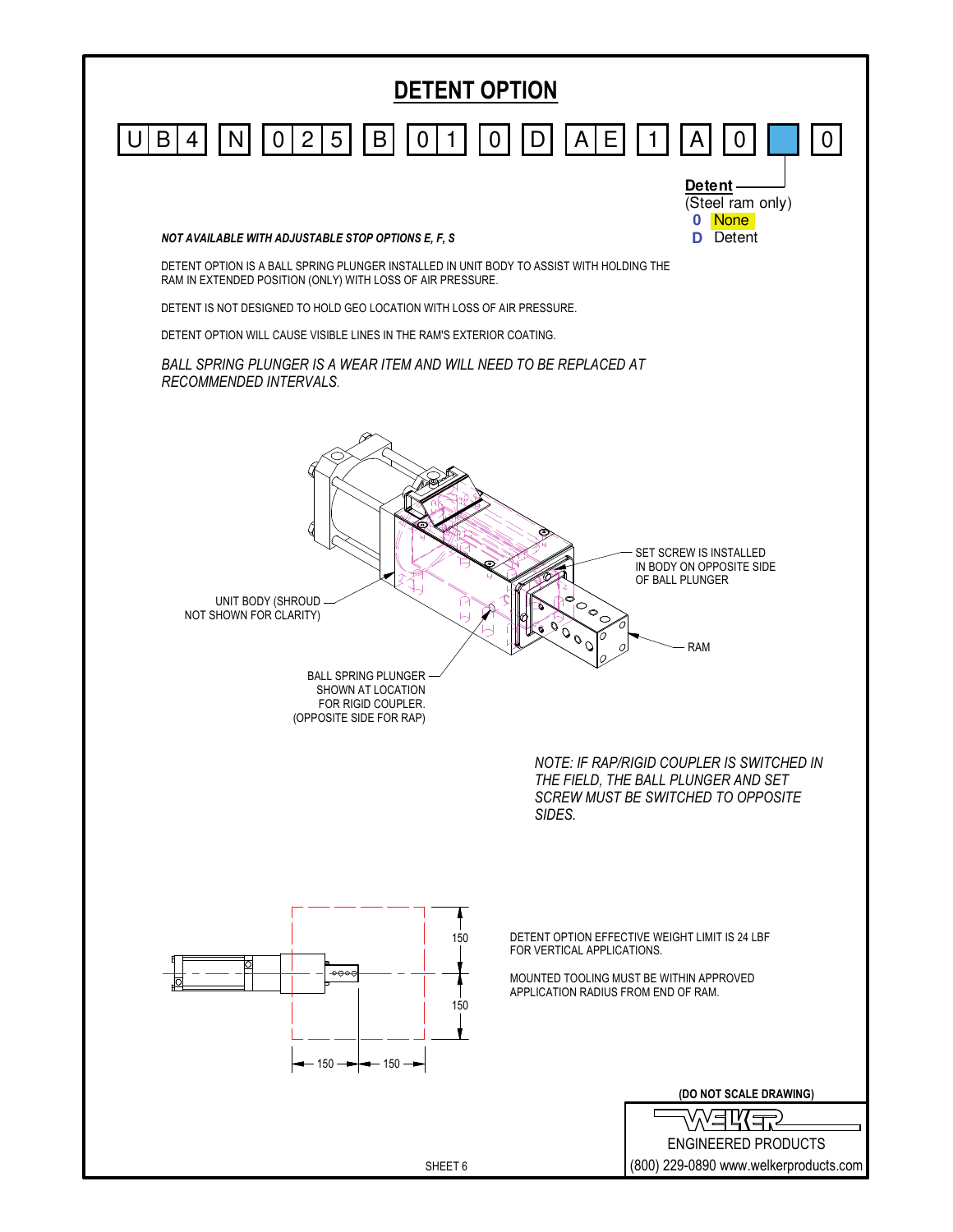# DETENT OPTION

U B 4 | N | 0 2 5 | B | 0 1 | 0 | D | A E | 1 | A | 0 | ▢ | 0

**Detent**
(Steel ram only)
**0** None
**D** Detent

***NOT AVAILABLE WITH ADJUSTABLE STOP OPTIONS E, F, S***

DETENT OPTION IS A BALL SPRING PLUNGER INSTALLED IN UNIT BODY TO ASSIST WITH HOLDING THE RAM IN EXTENDED POSITION (ONLY) WITH LOSS OF AIR PRESSURE.

DETENT IS NOT DESIGNED TO HOLD GEO LOCATION WITH LOSS OF AIR PRESSURE.

DETENT OPTION WILL CAUSE VISIBLE LINES IN THE RAM'S EXTERIOR COATING.

*BALL SPRING PLUNGER IS A WEAR ITEM AND WILL NEED TO BE REPLACED AT RECOMMENDED INTERVALS.*

SET SCREW IS INSTALLED IN BODY ON OPPOSITE SIDE OF BALL PLUNGER

UNIT BODY (SHROUD NOT SHOWN FOR CLARITY)

RAM

BALL SPRING PLUNGER SHOWN AT LOCATION FOR RIGID COUPLER. (OPPOSITE SIDE FOR RAP)

*NOTE: IF RAP/RIGID COUPLER IS SWITCHED IN THE FIELD, THE BALL PLUNGER AND SET SCREW MUST BE SWITCHED TO OPPOSITE SIDES.*

150 150 150 150

DETENT OPTION EFFECTIVE WEIGHT LIMIT IS 24 LBF FOR VERTICAL APPLICATIONS.

MOUNTED TOOLING MUST BE WITHIN APPROVED APPLICATION RADIUS FROM END OF RAM.

(DO NOT SCALE DRAWING)

WELKER ENGINEERED PRODUCTS
(800) 229-0890 www.welkerproducts.com

SHEET 6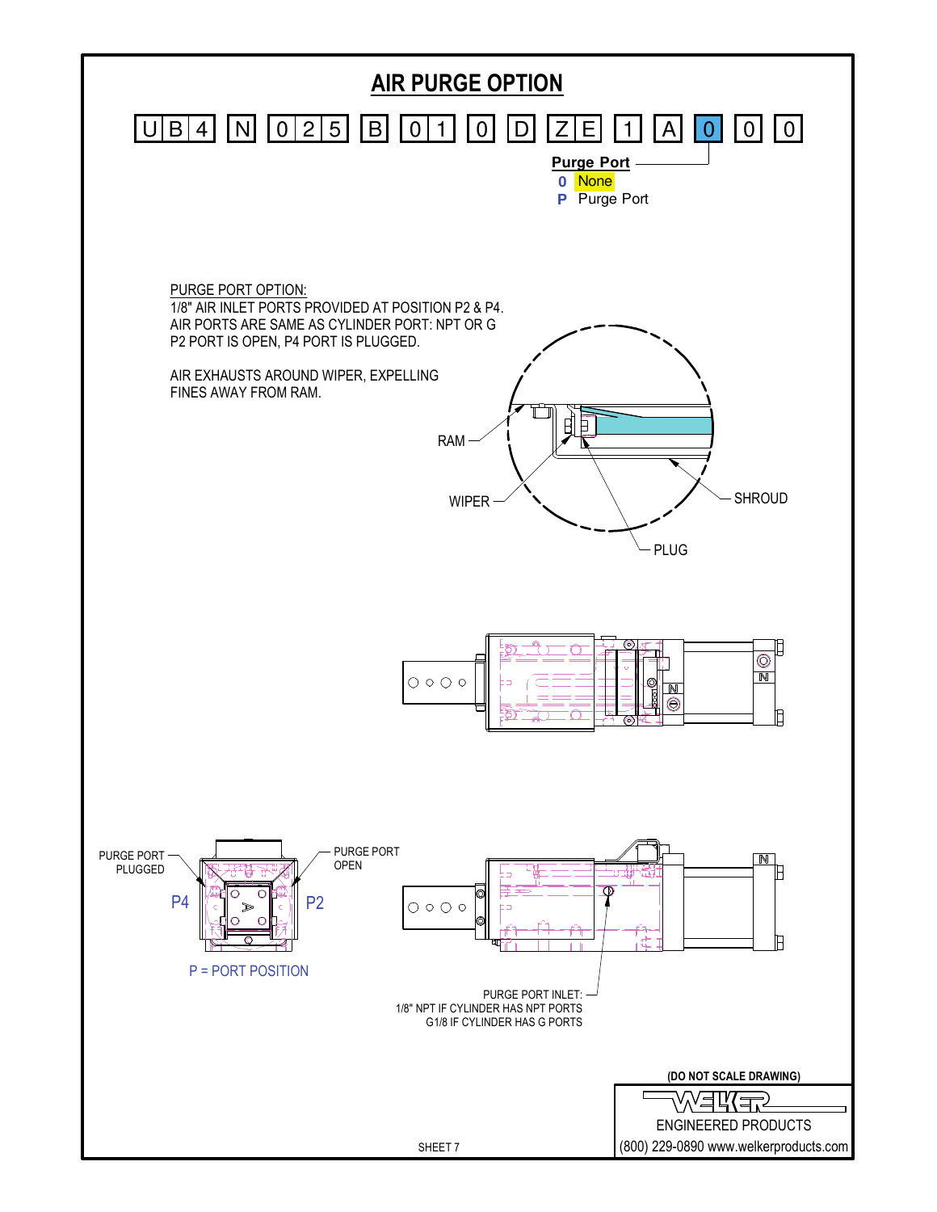# AIR PURGE OPTION

UB4 N 025 B 01 0 D ZE 1 A 0 0 0

**Purge Port**

- **0** None
- **P** Purge Port

PURGE PORT OPTION:
1/8" AIR INLET PORTS PROVIDED AT POSITION P2 & P4.
AIR PORTS ARE SAME AS CYLINDER PORT: NPT OR G
P2 PORT IS OPEN, P4 PORT IS PLUGGED.

AIR EXHAUSTS AROUND WIPER, EXPELLING FINES AWAY FROM RAM.

RAM

WIPER

SHROUD

PLUG

PURGE PORT PLUGGED

PURGE PORT OPEN

P4

P2

P = PORT POSITION

PURGE PORT INLET:
1/8" NPT IF CYLINDER HAS NPT PORTS
G1/8 IF CYLINDER HAS G PORTS

(DO NOT SCALE DRAWING)

WELKER
ENGINEERED PRODUCTS
(800) 229-0890 www.welkerproducts.com

SHEET 7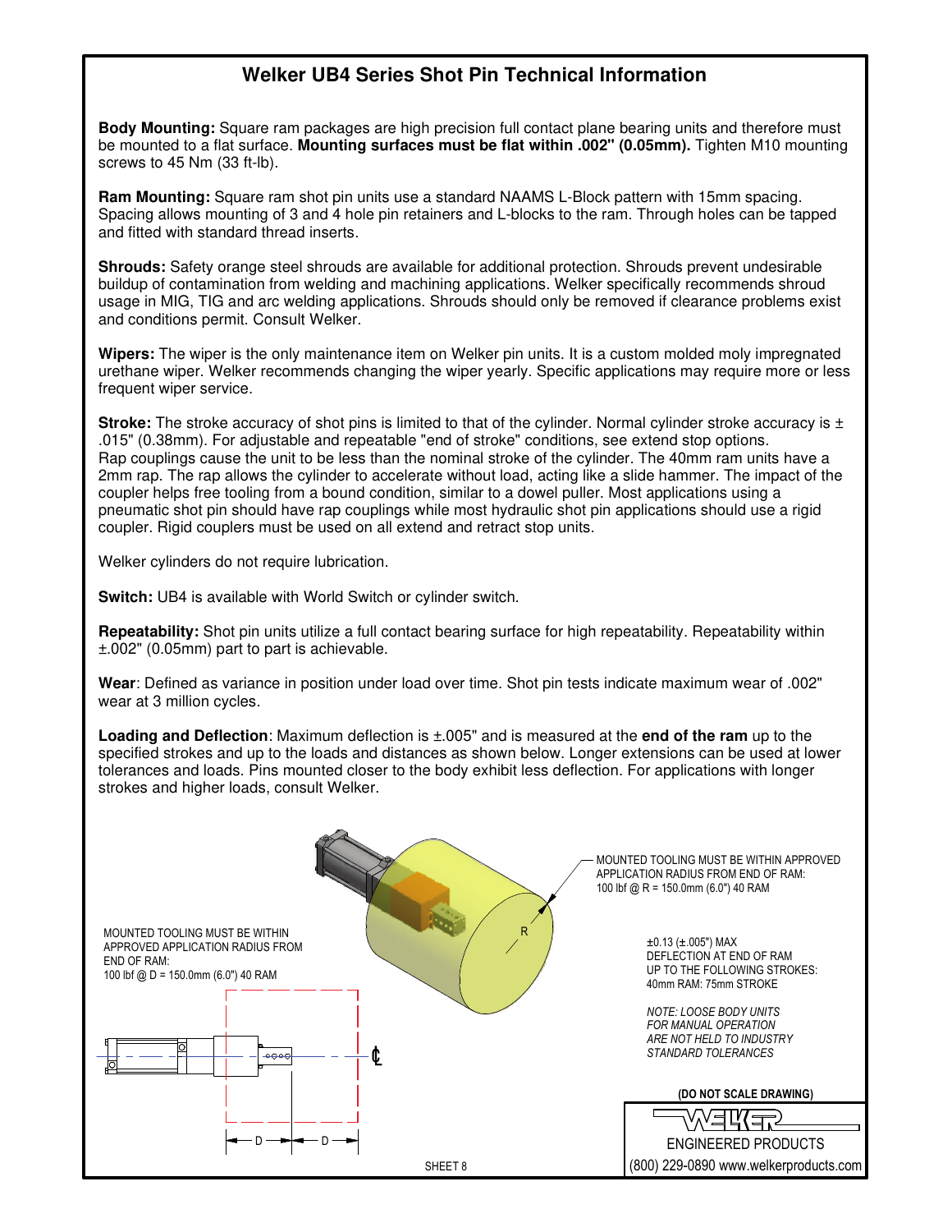# Welker UB4 Series Shot Pin Technical Information

**Body Mounting:** Square ram packages are high precision full contact plane bearing units and therefore must be mounted to a flat surface. **Mounting surfaces must be flat within .002" (0.05mm).** Tighten M10 mounting screws to 45 Nm (33 ft-lb).

**Ram Mounting:** Square ram shot pin units use a standard NAAMS L-Block pattern with 15mm spacing. Spacing allows mounting of 3 and 4 hole pin retainers and L-blocks to the ram. Through holes can be tapped and fitted with standard thread inserts.

**Shrouds:** Safety orange steel shrouds are available for additional protection. Shrouds prevent undesirable buildup of contamination from welding and machining applications. Welker specifically recommends shroud usage in MIG, TIG and arc welding applications. Shrouds should only be removed if clearance problems exist and conditions permit. Consult Welker.

**Wipers:** The wiper is the only maintenance item on Welker pin units. It is a custom molded moly impregnated urethane wiper. Welker recommends changing the wiper yearly. Specific applications may require more or less frequent wiper service.

**Stroke:** The stroke accuracy of shot pins is limited to that of the cylinder. Normal cylinder stroke accuracy is ± .015" (0.38mm). For adjustable and repeatable "end of stroke" conditions, see extend stop options.
Rap couplings cause the unit to be less than the nominal stroke of the cylinder. The 40mm ram units have a 2mm rap. The rap allows the cylinder to accelerate without load, acting like a slide hammer. The impact of the coupler helps free tooling from a bound condition, similar to a dowel puller. Most applications using a pneumatic shot pin should have rap couplings while most hydraulic shot pin applications should use a rigid coupler. Rigid couplers must be used on all extend and retract stop units.

Welker cylinders do not require lubrication.

**Switch:** UB4 is available with World Switch or cylinder switch.

**Repeatability:** Shot pin units utilize a full contact bearing surface for high repeatability. Repeatability within ±.002" (0.05mm) part to part is achievable.

**Wear**: Defined as variance in position under load over time. Shot pin tests indicate maximum wear of .002" wear at 3 million cycles.

**Loading and Deflection**: Maximum deflection is ±.005" and is measured at the **end of the ram** up to the specified strokes and up to the loads and distances as shown below. Longer extensions can be used at lower tolerances and loads. Pins mounted closer to the body exhibit less deflection. For applications with longer strokes and higher loads, consult Welker.

MOUNTED TOOLING MUST BE WITHIN APPROVED APPLICATION RADIUS FROM END OF RAM:
100 lbf @ R = 150.0mm (6.0") 40 RAM

R

MOUNTED TOOLING MUST BE WITHIN APPROVED APPLICATION RADIUS FROM END OF RAM:
100 lbf @ D = 150.0mm (6.0") 40 RAM

℄

D D

±0.13 (±.005") MAX DEFLECTION AT END OF RAM UP TO THE FOLLOWING STROKES:
40mm RAM: 75mm STROKE

*NOTE: LOOSE BODY UNITS FOR MANUAL OPERATION ARE NOT HELD TO INDUSTRY STANDARD TOLERANCES*

**(DO NOT SCALE DRAWING)**

WELKER
ENGINEERED PRODUCTS
(800) 229-0890 www.welkerproducts.com